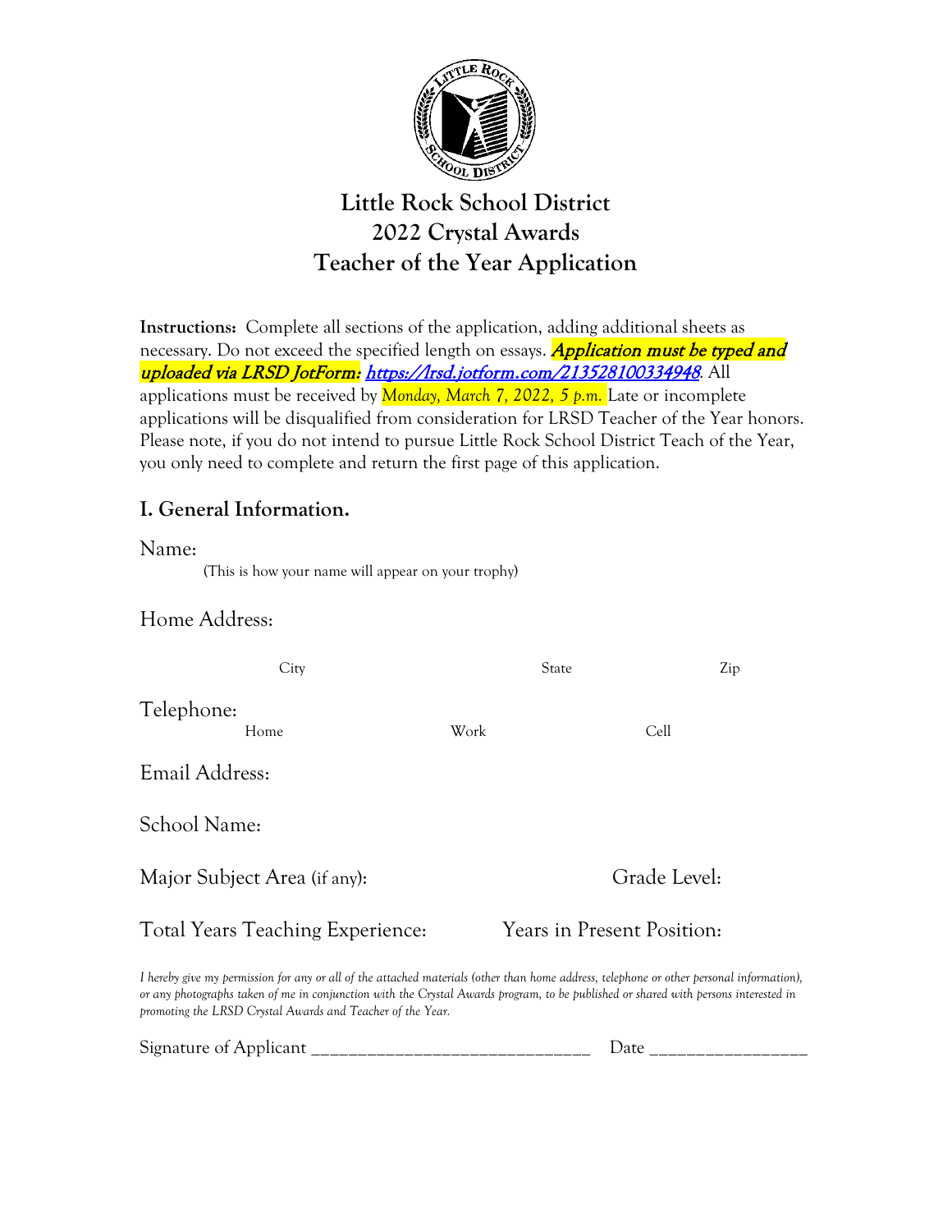# Little Rock School District
# 2022 Crystal Awards
# Teacher of the Year Application

**Instructions:** Complete all sections of the application, adding additional sheets as necessary. Do not exceed the specified length on essays. ***Application must be typed and uploaded via LRSD JotForm: https://lrsd.jotform.com/213528100334948***. All applications must be received by *Monday, March 7, 2022, 5 p.m.* Late or incomplete applications will be disqualified from consideration for LRSD Teacher of the Year honors. Please note, if you do not intend to pursue Little Rock School District Teach of the Year, you only need to complete and return the first page of this application.

## I. General Information.

Name:

(This is how your name will appear on your trophy)

Home Address:

City State Zip

Telephone:

Home Work Cell

Email Address:

School Name:

Major Subject Area (if any): Grade Level:

Total Years Teaching Experience: Years in Present Position:

*I hereby give my permission for any or all of the attached materials (other than home address, telephone or other personal information), or any photographs taken of me in conjunction with the Crystal Awards program, to be published or shared with persons interested in promoting the LRSD Crystal Awards and Teacher of the Year.*

Signature of Applicant ______________________________ Date ________________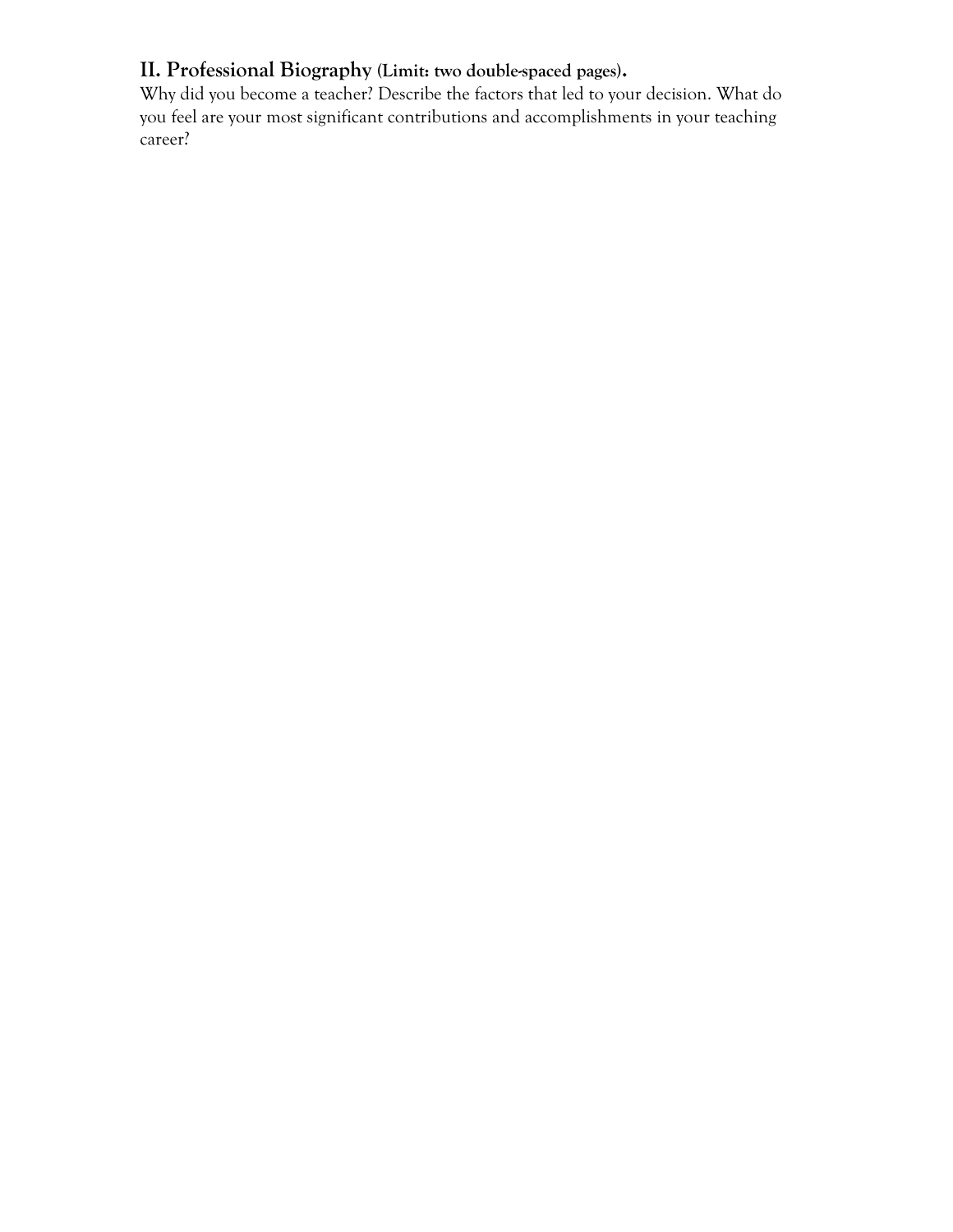## II. Professional Biography (Limit: two double-spaced pages).

Why did you become a teacher? Describe the factors that led to your decision. What do you feel are your most significant contributions and accomplishments in your teaching career?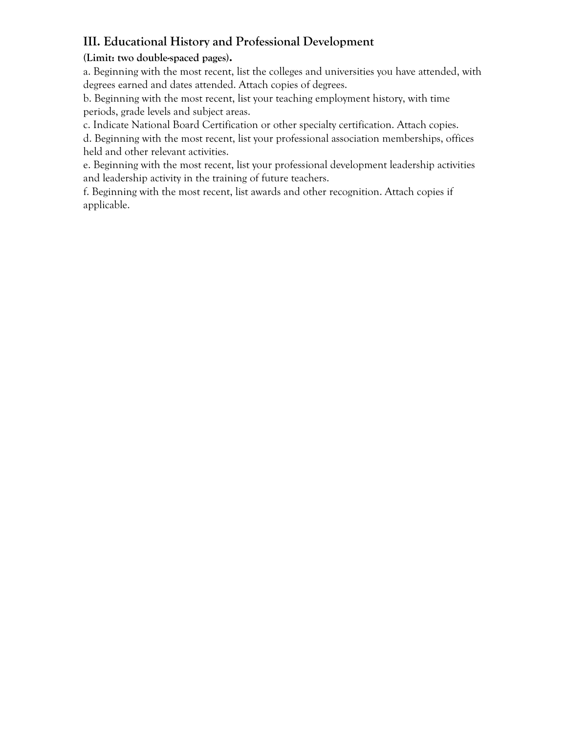## III. Educational History and Professional Development

**(Limit: two double-spaced pages).**

a. Beginning with the most recent, list the colleges and universities you have attended, with degrees earned and dates attended. Attach copies of degrees.

b. Beginning with the most recent, list your teaching employment history, with time periods, grade levels and subject areas.

c. Indicate National Board Certification or other specialty certification. Attach copies.

d. Beginning with the most recent, list your professional association memberships, offices held and other relevant activities.

e. Beginning with the most recent, list your professional development leadership activities and leadership activity in the training of future teachers.

f. Beginning with the most recent, list awards and other recognition. Attach copies if applicable.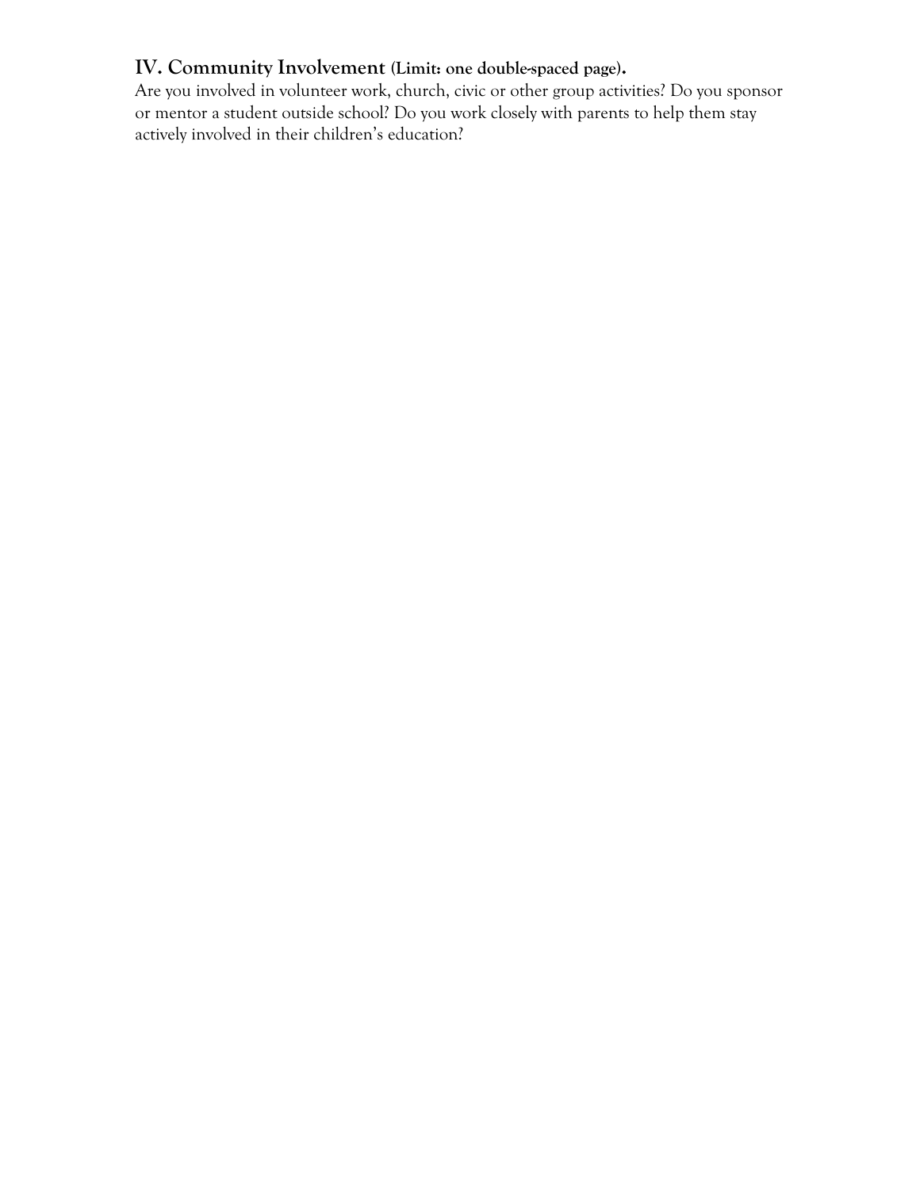## IV. Community Involvement **(Limit: one double-spaced page).**

Are you involved in volunteer work, church, civic or other group activities? Do you sponsor or mentor a student outside school? Do you work closely with parents to help them stay actively involved in their children's education?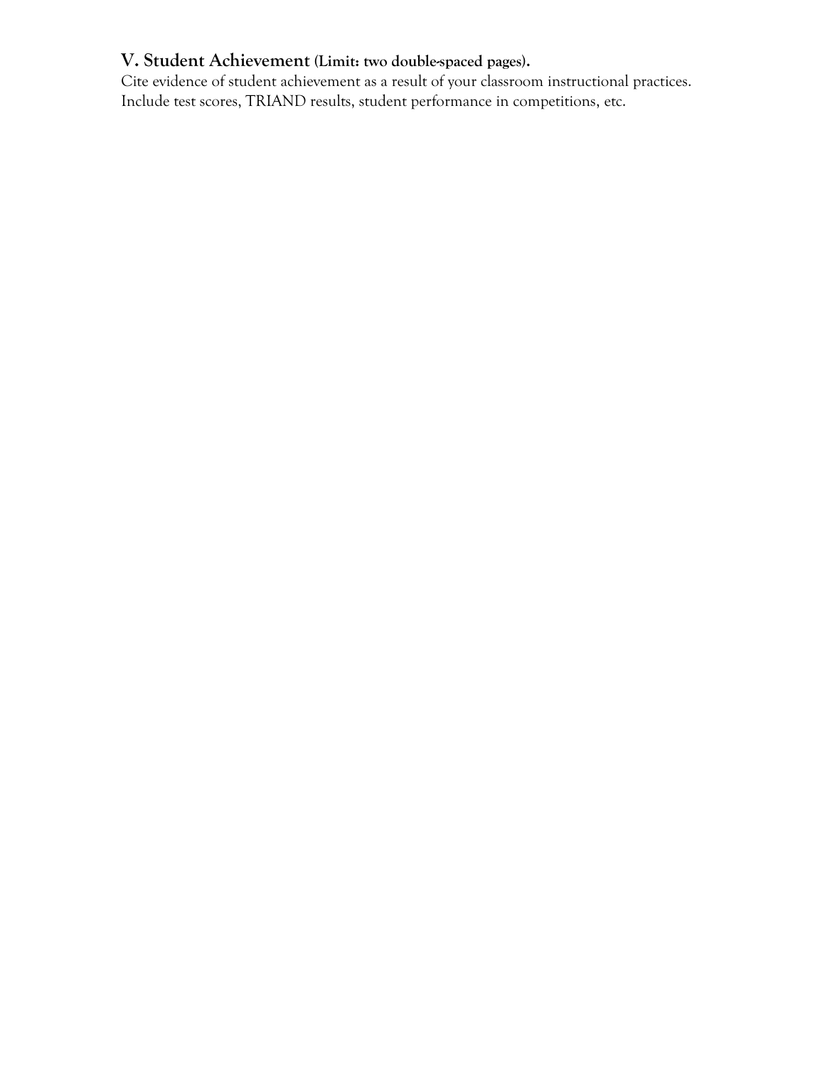## V. Student Achievement (Limit: two double-spaced pages).

Cite evidence of student achievement as a result of your classroom instructional practices. Include test scores, TRIAND results, student performance in competitions, etc.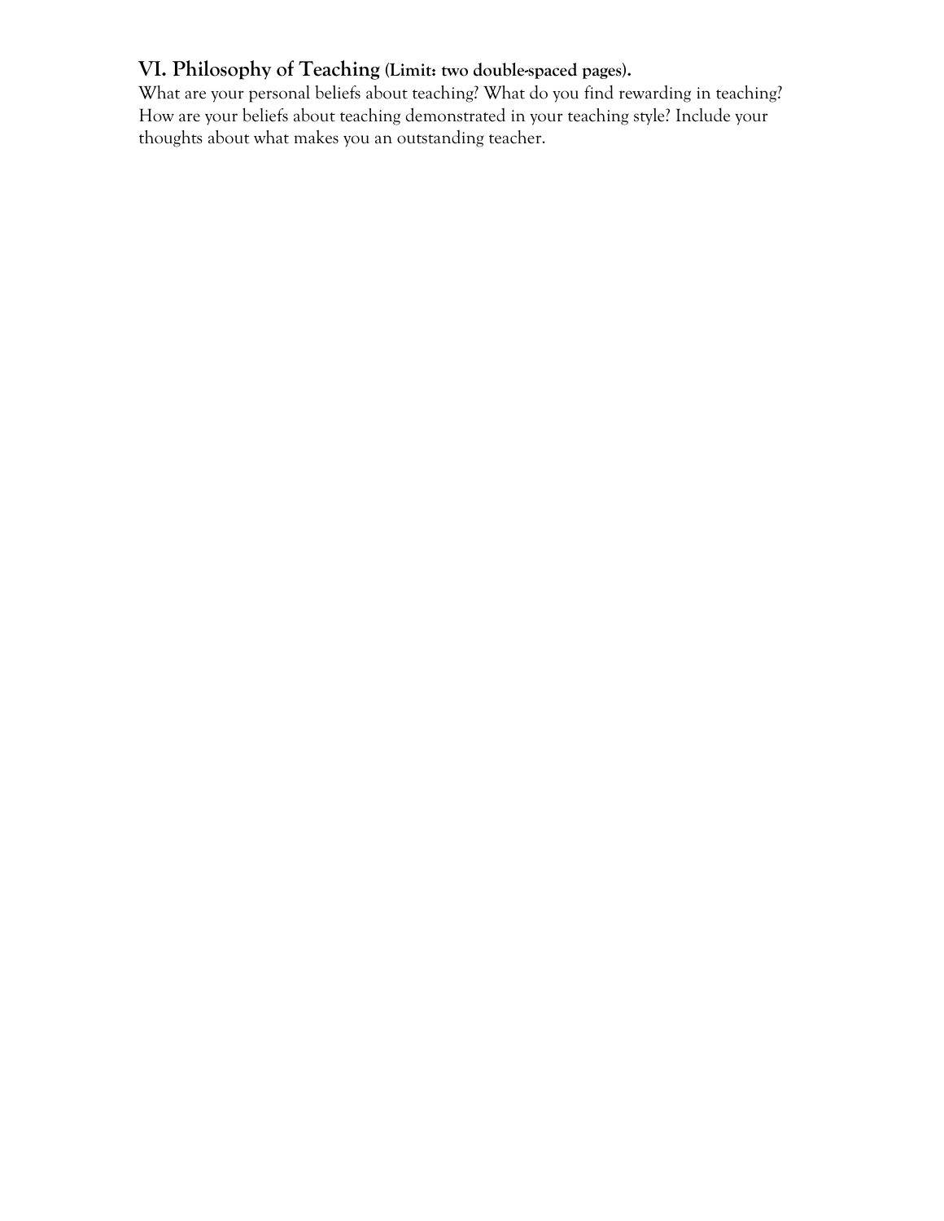## VI. Philosophy of Teaching (Limit: two double-spaced pages).

What are your personal beliefs about teaching? What do you find rewarding in teaching? How are your beliefs about teaching demonstrated in your teaching style? Include your thoughts about what makes you an outstanding teacher.